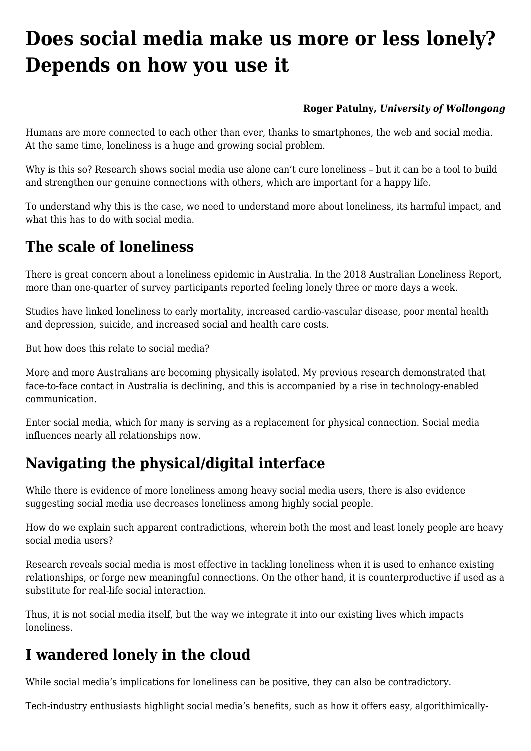# Does social media make us more or less lonely? Depends on how you use it

**Roger Patulny,** ***University of Wollongong***

Humans are more connected to each other than ever, thanks to smartphones, the web and social media. At the same time, loneliness is a huge and growing social problem.

Why is this so? Research shows social media use alone can't cure loneliness – but it can be a tool to build and strengthen our genuine connections with others, which are important for a happy life.

To understand why this is the case, we need to understand more about loneliness, its harmful impact, and what this has to do with social media.

## The scale of loneliness

There is great concern about a loneliness epidemic in Australia. In the 2018 Australian Loneliness Report, more than one-quarter of survey participants reported feeling lonely three or more days a week.

Studies have linked loneliness to early mortality, increased cardio-vascular disease, poor mental health and depression, suicide, and increased social and health care costs.

But how does this relate to social media?

More and more Australians are becoming physically isolated. My previous research demonstrated that face-to-face contact in Australia is declining, and this is accompanied by a rise in technology-enabled communication.

Enter social media, which for many is serving as a replacement for physical connection. Social media influences nearly all relationships now.

## Navigating the physical/digital interface

While there is evidence of more loneliness among heavy social media users, there is also evidence suggesting social media use decreases loneliness among highly social people.

How do we explain such apparent contradictions, wherein both the most and least lonely people are heavy social media users?

Research reveals social media is most effective in tackling loneliness when it is used to enhance existing relationships, or forge new meaningful connections. On the other hand, it is counterproductive if used as a substitute for real-life social interaction.

Thus, it is not social media itself, but the way we integrate it into our existing lives which impacts loneliness.

## I wandered lonely in the cloud

While social media's implications for loneliness can be positive, they can also be contradictory.

Tech-industry enthusiasts highlight social media's benefits, such as how it offers easy, algorithimically-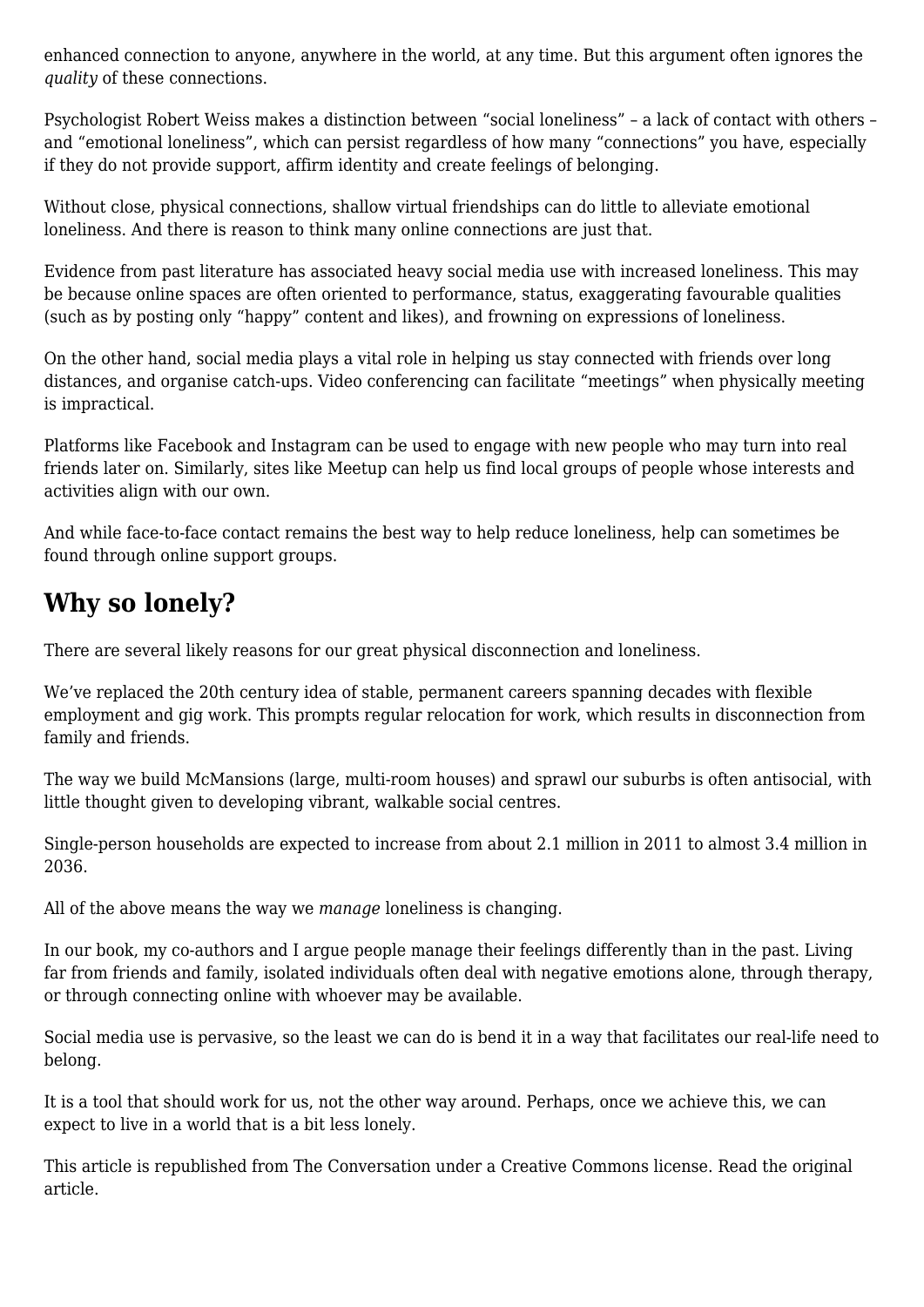enhanced connection to anyone, anywhere in the world, at any time. But this argument often ignores the *quality* of these connections.

Psychologist Robert Weiss makes a distinction between “social loneliness” – a lack of contact with others – and “emotional loneliness”, which can persist regardless of how many “connections” you have, especially if they do not provide support, affirm identity and create feelings of belonging.

Without close, physical connections, shallow virtual friendships can do little to alleviate emotional loneliness. And there is reason to think many online connections are just that.

Evidence from past literature has associated heavy social media use with increased loneliness. This may be because online spaces are often oriented to performance, status, exaggerating favourable qualities (such as by posting only “happy” content and likes), and frowning on expressions of loneliness.

On the other hand, social media plays a vital role in helping us stay connected with friends over long distances, and organise catch-ups. Video conferencing can facilitate “meetings” when physically meeting is impractical.

Platforms like Facebook and Instagram can be used to engage with new people who may turn into real friends later on. Similarly, sites like Meetup can help us find local groups of people whose interests and activities align with our own.

And while face-to-face contact remains the best way to help reduce loneliness, help can sometimes be found through online support groups.

## Why so lonely?

There are several likely reasons for our great physical disconnection and loneliness.

We’ve replaced the 20th century idea of stable, permanent careers spanning decades with flexible employment and gig work. This prompts regular relocation for work, which results in disconnection from family and friends.

The way we build McMansions (large, multi-room houses) and sprawl our suburbs is often antisocial, with little thought given to developing vibrant, walkable social centres.

Single-person households are expected to increase from about 2.1 million in 2011 to almost 3.4 million in 2036.

All of the above means the way we *manage* loneliness is changing.

In our book, my co-authors and I argue people manage their feelings differently than in the past. Living far from friends and family, isolated individuals often deal with negative emotions alone, through therapy, or through connecting online with whoever may be available.

Social media use is pervasive, so the least we can do is bend it in a way that facilitates our real-life need to belong.

It is a tool that should work for us, not the other way around. Perhaps, once we achieve this, we can expect to live in a world that is a bit less lonely.

This article is republished from The Conversation under a Creative Commons license. Read the original article.